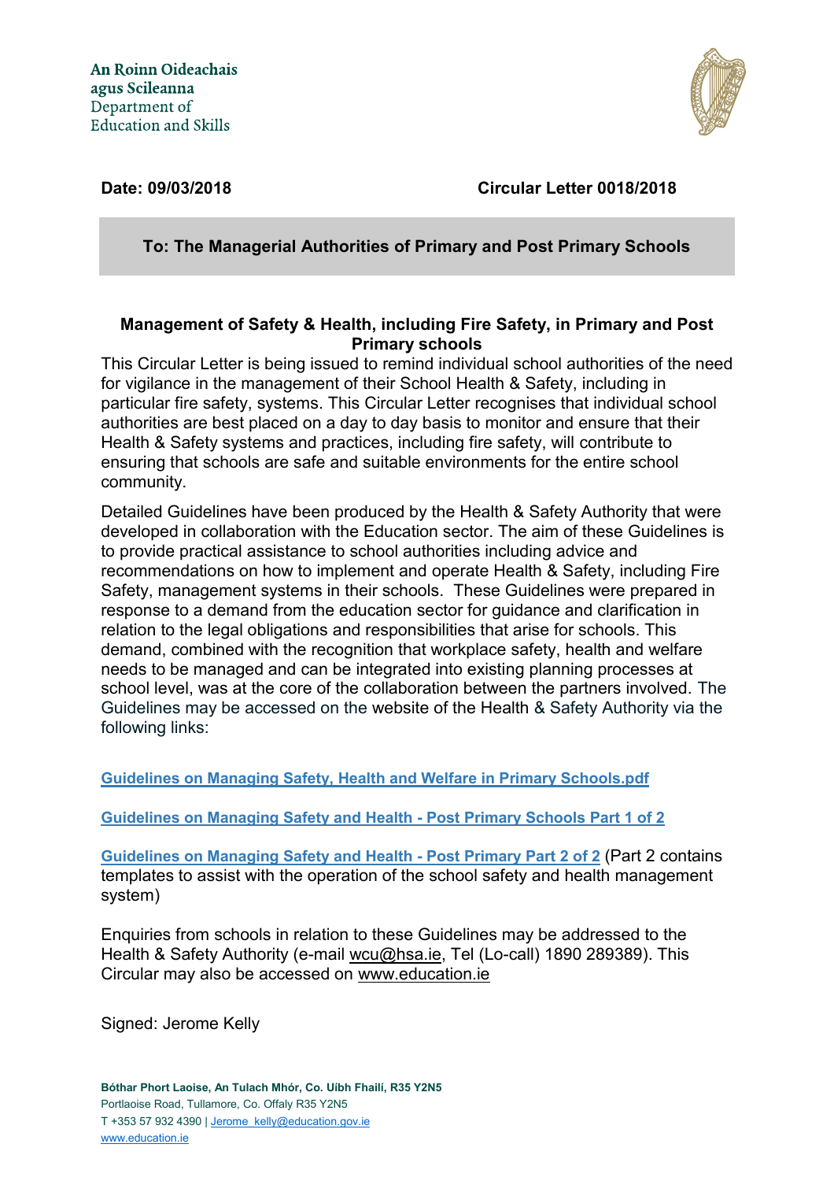An Roinn Oideachais
agus Scileanna
Department of
Education and Skills

**Date: 09/03/2018** **Circular Letter 0018/2018**

**To: The Managerial Authorities of Primary and Post Primary Schools**

## Management of Safety & Health, including Fire Safety, in Primary and Post Primary schools

This Circular Letter is being issued to remind individual school authorities of the need for vigilance in the management of their School Health & Safety, including in particular fire safety, systems. This Circular Letter recognises that individual school authorities are best placed on a day to day basis to monitor and ensure that their Health & Safety systems and practices, including fire safety, will contribute to ensuring that schools are safe and suitable environments for the entire school community.

Detailed Guidelines have been produced by the Health & Safety Authority that were developed in collaboration with the Education sector. The aim of these Guidelines is to provide practical assistance to school authorities including advice and recommendations on how to implement and operate Health & Safety, including Fire Safety, management systems in their schools. These Guidelines were prepared in response to a demand from the education sector for guidance and clarification in relation to the legal obligations and responsibilities that arise for schools. This demand, combined with the recognition that workplace safety, health and welfare needs to be managed and can be integrated into existing planning processes at school level, was at the core of the collaboration between the partners involved. The Guidelines may be accessed on the website of the Health & Safety Authority via the following links:

**Guidelines on Managing Safety, Health and Welfare in Primary Schools.pdf**

**Guidelines on Managing Safety and Health - Post Primary Schools Part 1 of 2**

**Guidelines on Managing Safety and Health - Post Primary Part 2 of 2** (Part 2 contains templates to assist with the operation of the school safety and health management system)

Enquiries from schools in relation to these Guidelines may be addressed to the Health & Safety Authority (e-mail wcu@hsa.ie, Tel (Lo-call) 1890 289389). This Circular may also be accessed on www.education.ie

Signed: Jerome Kelly

**Bóthar Phort Laoise, An Tulach Mhór, Co. Uíbh Fhailí, R35 Y2N5**
Portlaoise Road, Tullamore, Co. Offaly R35 Y2N5
T +353 57 932 4390 | Jerome_kelly@education.gov.ie
www.education.ie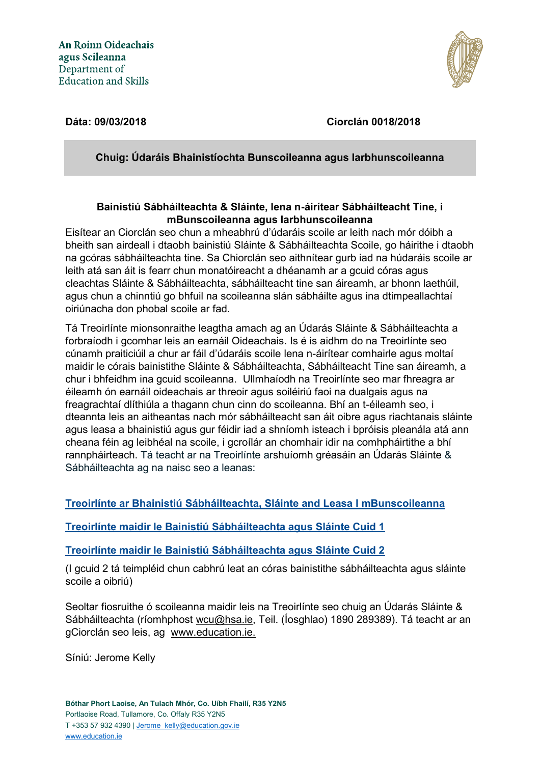An Roinn Oideachais agus Scileanna
Department of Education and Skills

**Dáta: 09/03/2018** **Ciorclán 0018/2018**

**Chuig: Údaráis Bhainistíochta Bunscoileanna agus Iarbhunscoileanna**

**Bainistiú Sábháilteachta & Sláinte, lena n-áirítear Sábháilteacht Tine, i mBunscoileanna agus Iarbhunscoileanna**

Eisítear an Ciorclán seo chun a mheabhrú d'údaráis scoile ar leith nach mór dóibh a bheith san airdeall i dtaobh bainistiú Sláinte & Sábháilteachta Scoile, go háirithe i dtaobh na gcóras sábháilteachta tine. Sa Chiorclán seo aithnítear gurb iad na húdaráis scoile ar leith atá san áit is fearr chun monatóireacht a dhéanamh ar a gcuid córas agus cleachtas Sláinte & Sábháilteachta, sábháilteacht tine san áireamh, ar bhonn laethúil, agus chun a chinntiú go bhfuil na scoileanna slán sábháilte agus ina dtimpeallachtaí oiriúnacha don phobal scoile ar fad.

Tá Treoirlínte mionsonraithe leagtha amach ag an Údarás Sláinte & Sábháilteachta a forbraíodh i gcomhar leis an earnáil Oideachais. Is é is aidhm do na Treoirlínte seo cúnamh praiticiúil a chur ar fáil d'údaráis scoile lena n-áirítear comhairle agus moltaí maidir le córais bainistithe Sláinte & Sábháilteachta, Sábháilteacht Tine san áireamh, a chur i bhfeidhm ina gcuid scoileanna. Ullmhaíodh na Treoirlínte seo mar fhreagra ar éileamh ón earnáil oideachais ar threoir agus soiléiriú faoi na dualgais agus na freagrachtaí dlíthiúla a thagann chun cinn do scoileanna. Bhí an t-éileamh seo, i dteannta leis an aitheantas nach mór sábháilteacht san áit oibre agus riachtanais sláinte agus leasa a bhainistiú agus gur féidir iad a shníomh isteach i bpróisis pleanála atá ann cheana féin ag leibhéal na scoile, i gcroílár an chomhair idir na comhpháirtithe a bhí rannpháirteach. Tá teacht ar na Treoirlínte arshuíomh gréasáin an Údarás Sláinte & Sábháilteachta ag na naisc seo a leanas:

**Treoirlínte ar Bhainistiú Sábháilteachta, Sláinte and Leasa I mBunscoileanna**

**Treoirlínte maidir le Bainistiú Sábháilteachta agus Sláinte Cuid 1**

**Treoirlínte maidir le Bainistiú Sábháilteachta agus Sláinte Cuid 2**

(I gcuid 2 tá teimpléid chun cabhrú leat an córas bainistithe sábháilteachta agus sláinte scoile a oibriú)

Seoltar fiosruithe ó scoileanna maidir leis na Treoirlínte seo chuig an Údarás Sláinte & Sábháilteachta (ríomhphost wcu@hsa.ie, Teil. (Íosghlao) 1890 289389). Tá teacht ar an gCiorclán seo leis, ag www.education.ie.

Síniú: Jerome Kelly

**Bóthar Phort Laoise, An Tulach Mhór, Co. Uíbh Fhailí, R35 Y2N5**
Portlaoise Road, Tullamore, Co. Offaly R35 Y2N5
T +353 57 932 4390 | Jerome_kelly@education.gov.ie
www.education.ie